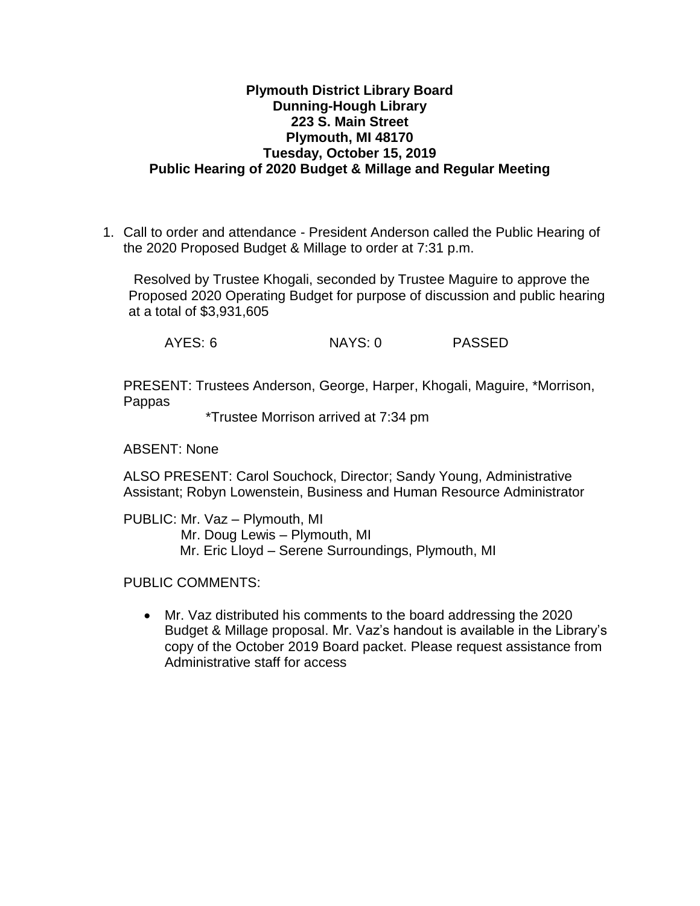**Plymouth District Library Board**
**Dunning-Hough Library**
**223 S. Main Street**
**Plymouth, MI 48170**
**Tuesday, October 15, 2019**
**Public Hearing of 2020 Budget & Millage and Regular Meeting**

1. Call to order and attendance - President Anderson called the Public Hearing of the 2020 Proposed Budget & Millage to order at 7:31 p.m.

   Resolved by Trustee Khogali, seconded by Trustee Maguire to approve the Proposed 2020 Operating Budget for purpose of discussion and public hearing at a total of $3,931,605

   AYES: 6 NAYS: 0 PASSED

   PRESENT: Trustees Anderson, George, Harper, Khogali, Maguire, *Morrison, Pappas

   *Trustee Morrison arrived at 7:34 pm

   ABSENT: None

   ALSO PRESENT: Carol Souchock, Director; Sandy Young, Administrative Assistant; Robyn Lowenstein, Business and Human Resource Administrator

   PUBLIC: Mr. Vaz – Plymouth, MI
   Mr. Doug Lewis – Plymouth, MI
   Mr. Eric Lloyd – Serene Surroundings, Plymouth, MI

   PUBLIC COMMENTS:

   - Mr. Vaz distributed his comments to the board addressing the 2020 Budget & Millage proposal. Mr. Vaz's handout is available in the Library's copy of the October 2019 Board packet. Please request assistance from Administrative staff for access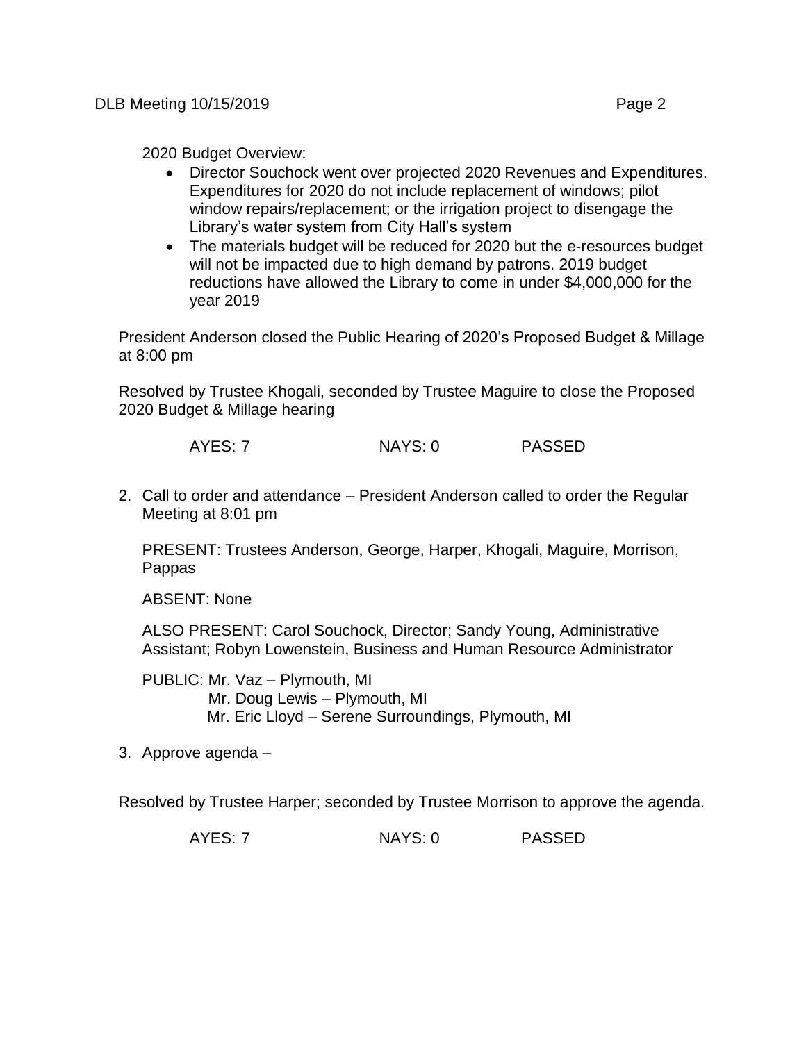2020 Budget Overview:

- Director Souchock went over projected 2020 Revenues and Expenditures. Expenditures for 2020 do not include replacement of windows; pilot window repairs/replacement; or the irrigation project to disengage the Library's water system from City Hall's system
- The materials budget will be reduced for 2020 but the e-resources budget will not be impacted due to high demand by patrons. 2019 budget reductions have allowed the Library to come in under $4,000,000 for the year 2019

President Anderson closed the Public Hearing of 2020's Proposed Budget & Millage at 8:00 pm

Resolved by Trustee Khogali, seconded by Trustee Maguire to close the Proposed 2020 Budget & Millage hearing

AYES: 7 NAYS: 0 PASSED

2. Call to order and attendance – President Anderson called to order the Regular Meeting at 8:01 pm

   PRESENT: Trustees Anderson, George, Harper, Khogali, Maguire, Morrison, Pappas

   ABSENT: None

   ALSO PRESENT: Carol Souchock, Director; Sandy Young, Administrative Assistant; Robyn Lowenstein, Business and Human Resource Administrator

   PUBLIC: Mr. Vaz – Plymouth, MI
   Mr. Doug Lewis – Plymouth, MI
   Mr. Eric Lloyd – Serene Surroundings, Plymouth, MI

3. Approve agenda –

Resolved by Trustee Harper; seconded by Trustee Morrison to approve the agenda.

AYES: 7 NAYS: 0 PASSED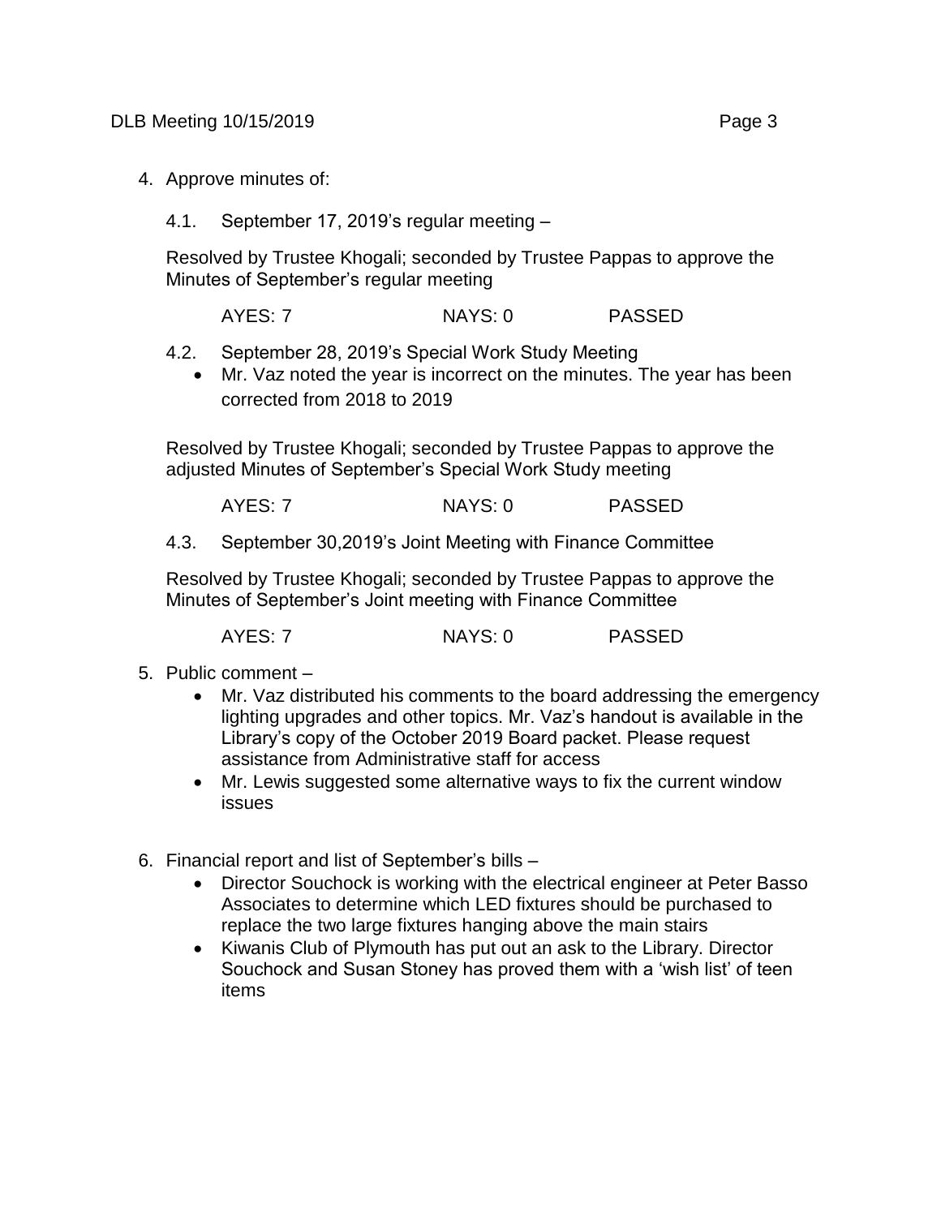4. Approve minutes of:

   4.1. September 17, 2019's regular meeting –

   Resolved by Trustee Khogali; seconded by Trustee Pappas to approve the Minutes of September's regular meeting

   AYES: 7 NAYS: 0 PASSED

   4.2. September 28, 2019's Special Work Study Meeting
   - Mr. Vaz noted the year is incorrect on the minutes. The year has been corrected from 2018 to 2019

   Resolved by Trustee Khogali; seconded by Trustee Pappas to approve the adjusted Minutes of September's Special Work Study meeting

   AYES: 7 NAYS: 0 PASSED

   4.3. September 30,2019's Joint Meeting with Finance Committee

   Resolved by Trustee Khogali; seconded by Trustee Pappas to approve the Minutes of September's Joint meeting with Finance Committee

   AYES: 7 NAYS: 0 PASSED

5. Public comment –
   - Mr. Vaz distributed his comments to the board addressing the emergency lighting upgrades and other topics. Mr. Vaz's handout is available in the Library's copy of the October 2019 Board packet. Please request assistance from Administrative staff for access
   - Mr. Lewis suggested some alternative ways to fix the current window issues

6. Financial report and list of September's bills –
   - Director Souchock is working with the electrical engineer at Peter Basso Associates to determine which LED fixtures should be purchased to replace the two large fixtures hanging above the main stairs
   - Kiwanis Club of Plymouth has put out an ask to the Library. Director Souchock and Susan Stoney has proved them with a 'wish list' of teen items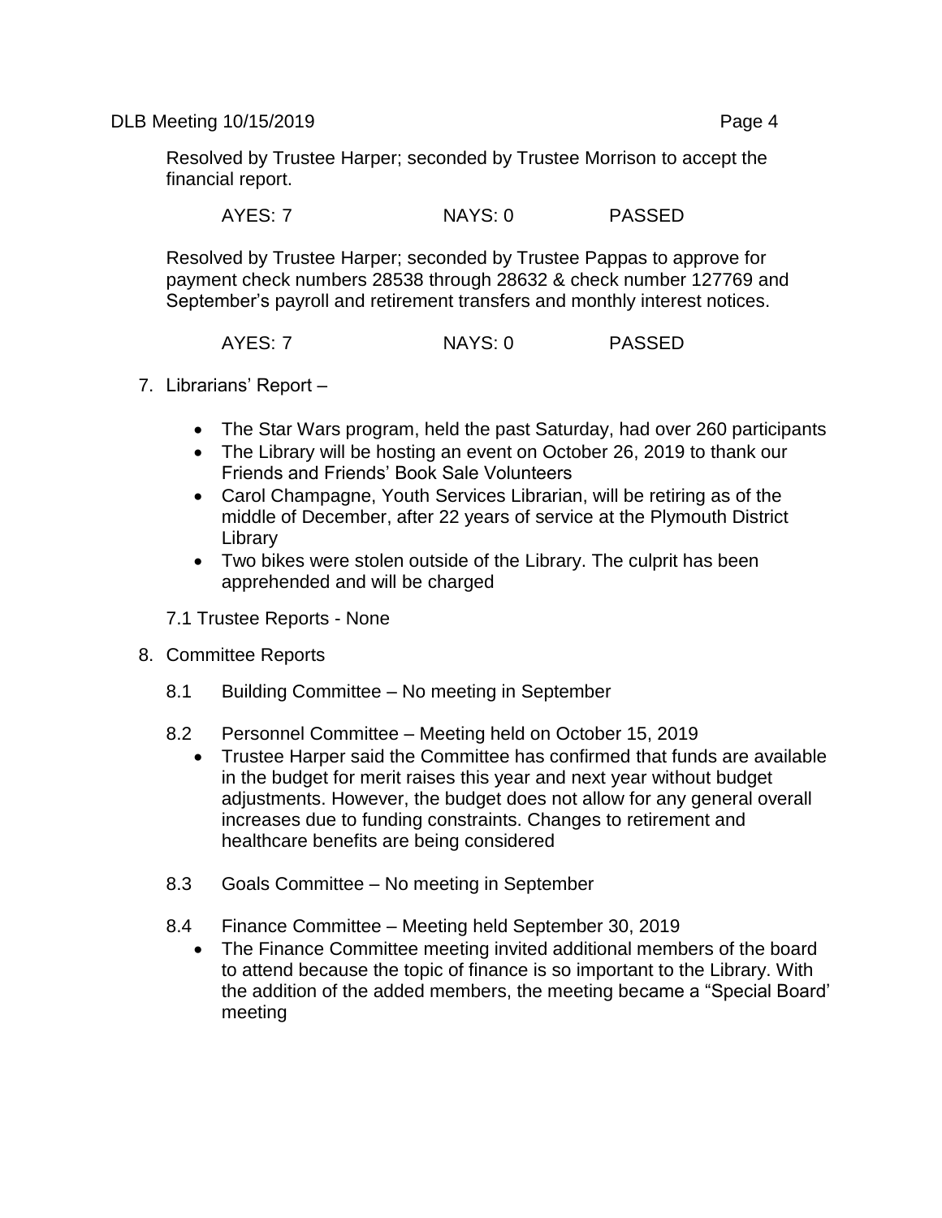Resolved by Trustee Harper; seconded by Trustee Morrison to accept the financial report.

AYES: 7 NAYS: 0 PASSED

Resolved by Trustee Harper; seconded by Trustee Pappas to approve for payment check numbers 28538 through 28632 & check number 127769 and September's payroll and retirement transfers and monthly interest notices.

AYES: 7 NAYS: 0 PASSED

7. Librarians' Report –

   - The Star Wars program, held the past Saturday, had over 260 participants
   - The Library will be hosting an event on October 26, 2019 to thank our Friends and Friends' Book Sale Volunteers
   - Carol Champagne, Youth Services Librarian, will be retiring as of the middle of December, after 22 years of service at the Plymouth District Library
   - Two bikes were stolen outside of the Library. The culprit has been apprehended and will be charged

   7.1 Trustee Reports - None

8. Committee Reports

   8.1 Building Committee – No meeting in September

   8.2 Personnel Committee – Meeting held on October 15, 2019
   - Trustee Harper said the Committee has confirmed that funds are available in the budget for merit raises this year and next year without budget adjustments. However, the budget does not allow for any general overall increases due to funding constraints. Changes to retirement and healthcare benefits are being considered

   8.3 Goals Committee – No meeting in September

   8.4 Finance Committee – Meeting held September 30, 2019
   - The Finance Committee meeting invited additional members of the board to attend because the topic of finance is so important to the Library. With the addition of the added members, the meeting became a "Special Board' meeting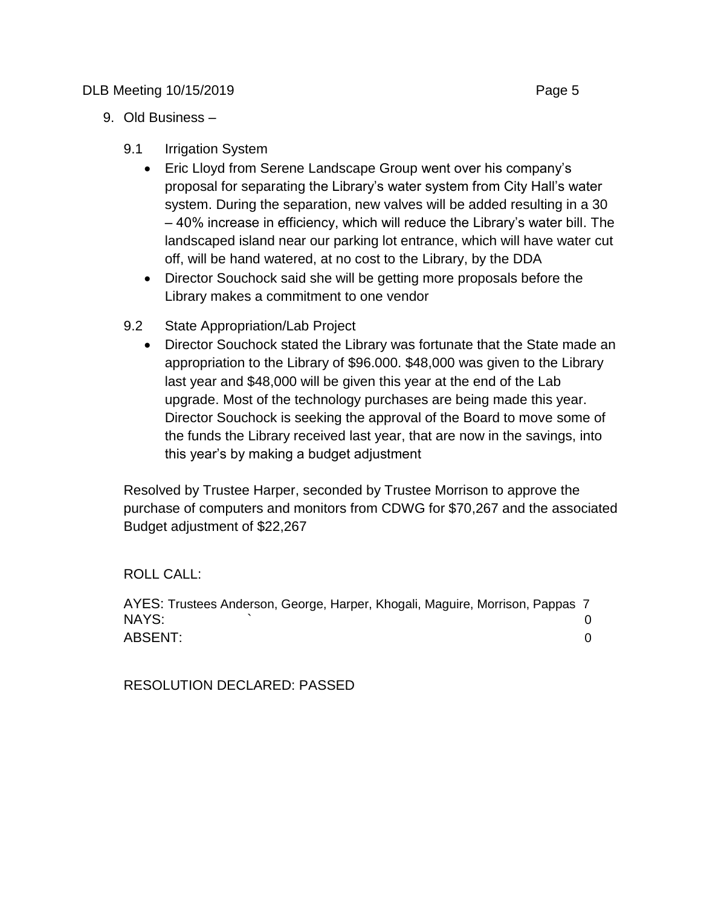9. Old Business –

   9.1 Irrigation System

   - Eric Lloyd from Serene Landscape Group went over his company's proposal for separating the Library's water system from City Hall's water system. During the separation, new valves will be added resulting in a 30 – 40% increase in efficiency, which will reduce the Library's water bill. The landscaped island near our parking lot entrance, which will have water cut off, will be hand watered, at no cost to the Library, by the DDA
   - Director Souchock said she will be getting more proposals before the Library makes a commitment to one vendor

   9.2 State Appropriation/Lab Project

   - Director Souchock stated the Library was fortunate that the State made an appropriation to the Library of $96.000. $48,000 was given to the Library last year and $48,000 will be given this year at the end of the Lab upgrade. Most of the technology purchases are being made this year. Director Souchock is seeking the approval of the Board to move some of the funds the Library received last year, that are now in the savings, into this year's by making a budget adjustment

Resolved by Trustee Harper, seconded by Trustee Morrison to approve the purchase of computers and monitors from CDWG for $70,267 and the associated Budget adjustment of $22,267

ROLL CALL:

| | | |
|---|---|---|
| AYES: | Trustees Anderson, George, Harper, Khogali, Maguire, Morrison, Pappas | 7 |
| NAYS: | ` | 0 |
| ABSENT: | | 0 |

RESOLUTION DECLARED: PASSED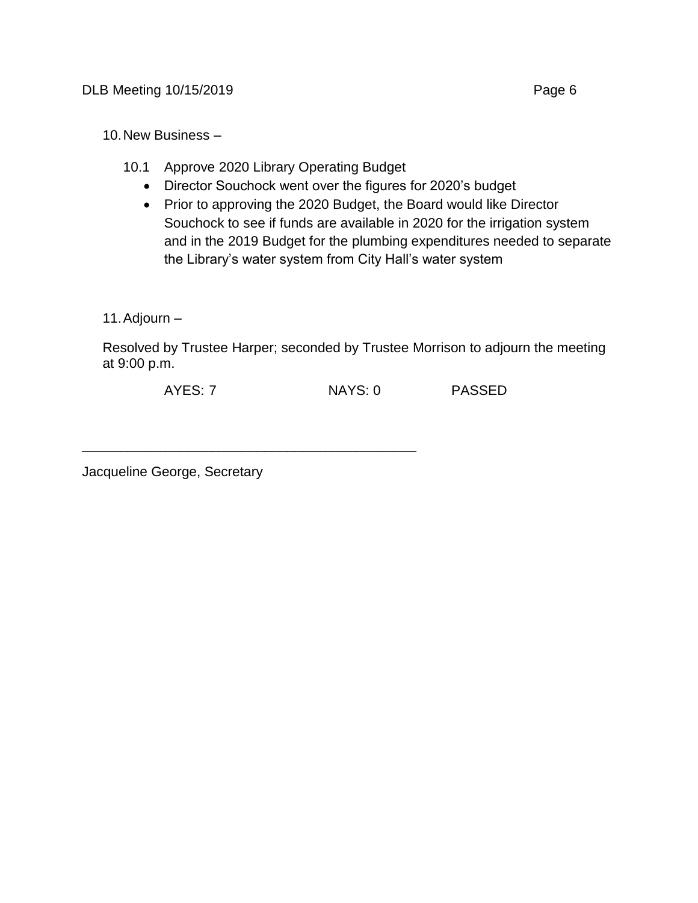10. New Business –

    10.1 Approve 2020 Library Operating Budget

    - Director Souchock went over the figures for 2020's budget
    - Prior to approving the 2020 Budget, the Board would like Director Souchock to see if funds are available in 2020 for the irrigation system and in the 2019 Budget for the plumbing expenditures needed to separate the Library's water system from City Hall's water system

11. Adjourn –

Resolved by Trustee Harper; seconded by Trustee Morrison to adjourn the meeting at 9:00 p.m.

AYES: 7 NAYS: 0 PASSED

\_\_\_\_\_\_\_\_\_\_\_\_\_\_\_\_\_\_\_\_\_\_\_\_\_\_\_\_\_\_\_\_\_\_\_\_\_\_\_\_\_\_\_\_

Jacqueline George, Secretary